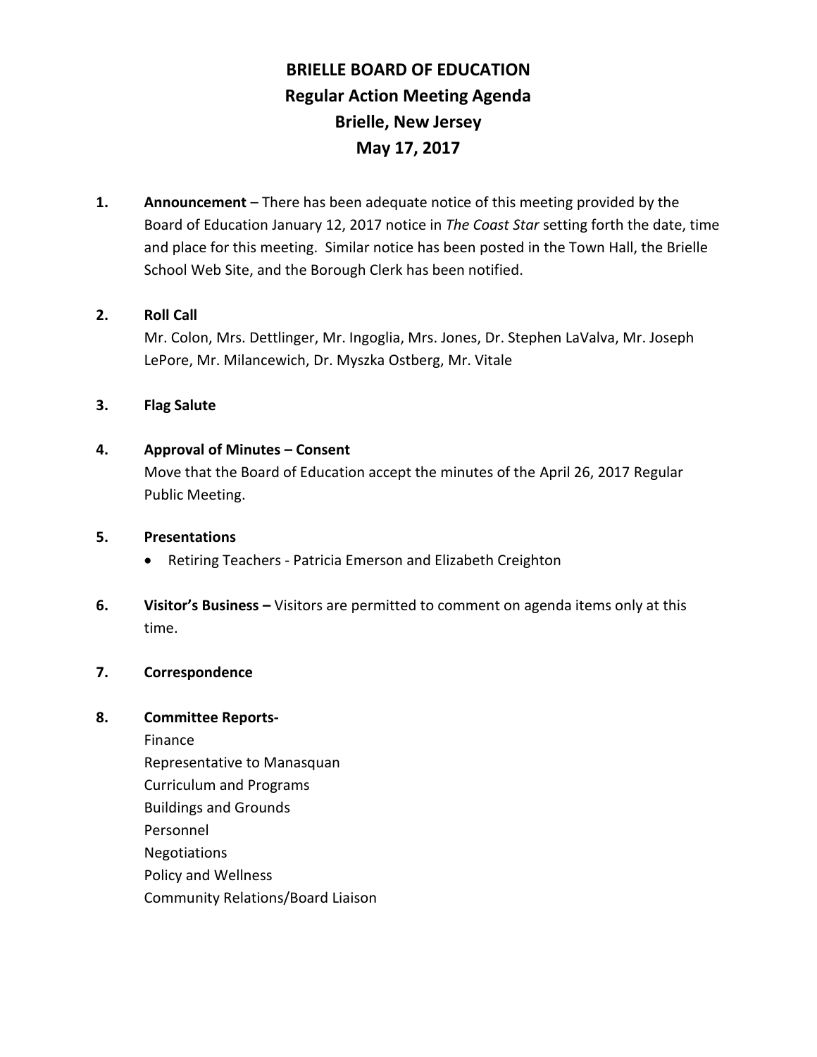# BRIELLE BOARD OF EDUCATION
## Regular Action Meeting Agenda
## Brielle, New Jersey
## May 17, 2017

1. **Announcement** – There has been adequate notice of this meeting provided by the Board of Education January 12, 2017 notice in *The Coast Star* setting forth the date, time and place for this meeting. Similar notice has been posted in the Town Hall, the Brielle School Web Site, and the Borough Clerk has been notified.

2. **Roll Call**
   Mr. Colon, Mrs. Dettlinger, Mr. Ingoglia, Mrs. Jones, Dr. Stephen LaValva, Mr. Joseph LePore, Mr. Milancewich, Dr. Myszka Ostberg, Mr. Vitale

3. **Flag Salute**

4. **Approval of Minutes – Consent**
   Move that the Board of Education accept the minutes of the April 26, 2017 Regular Public Meeting.

5. **Presentations**
   - Retiring Teachers - Patricia Emerson and Elizabeth Creighton

6. **Visitor's Business –** Visitors are permitted to comment on agenda items only at this time.

7. **Correspondence**

8. **Committee Reports-**
   Finance
   Representative to Manasquan
   Curriculum and Programs
   Buildings and Grounds
   Personnel
   Negotiations
   Policy and Wellness
   Community Relations/Board Liaison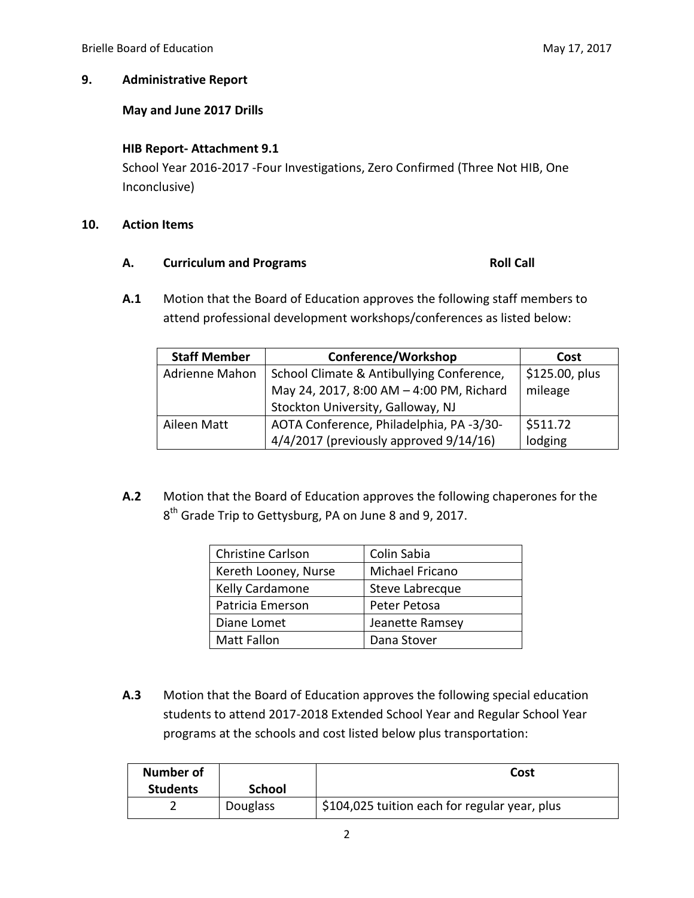## 9. Administrative Report

**May and June 2017 Drills**

**HIB Report- Attachment 9.1**

School Year 2016-2017 -Four Investigations, Zero Confirmed (Three Not HIB, One Inconclusive)

## 10. Action Items

### A. Curriculum and Programs **Roll Call**

**A.1** Motion that the Board of Education approves the following staff members to attend professional development workshops/conferences as listed below:

| Staff Member | Conference/Workshop | Cost |
|---|---|---|
| Adrienne Mahon | School Climate & Antibullying Conference, May 24, 2017, 8:00 AM – 4:00 PM, Richard Stockton University, Galloway, NJ | $125.00, plus mileage |
| Aileen Matt | AOTA Conference, Philadelphia, PA -3/30-4/4/2017 (previously approved 9/14/16) | $511.72 lodging |

**A.2** Motion that the Board of Education approves the following chaperones for the 8th Grade Trip to Gettysburg, PA on June 8 and 9, 2017.

| | |
|---|---|
| Christine Carlson | Colin Sabia |
| Kereth Looney, Nurse | Michael Fricano |
| Kelly Cardamone | Steve Labrecque |
| Patricia Emerson | Peter Petosa |
| Diane Lomet | Jeanette Ramsey |
| Matt Fallon | Dana Stover |

**A.3** Motion that the Board of Education approves the following special education students to attend 2017-2018 Extended School Year and Regular School Year programs at the schools and cost listed below plus transportation:

| Number of Students | School | Cost |
|---|---|---|
| 2 | Douglass | $104,025 tuition each for regular year, plus |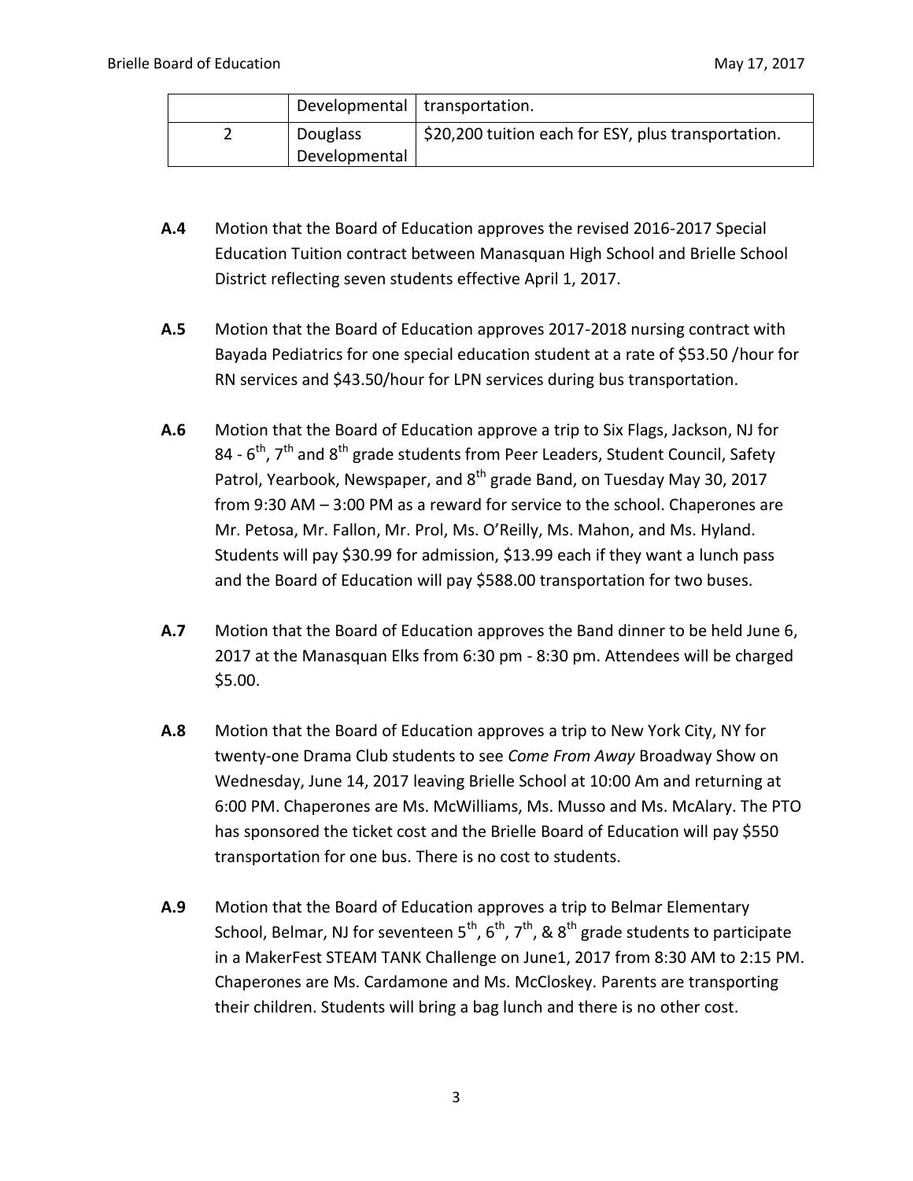| | | |
|---|---|---|
| | Developmental | transportation. |
| 2 | Douglass Developmental | $20,200 tuition each for ESY, plus transportation. |

**A.4** Motion that the Board of Education approves the revised 2016-2017 Special Education Tuition contract between Manasquan High School and Brielle School District reflecting seven students effective April 1, 2017.

**A.5** Motion that the Board of Education approves 2017-2018 nursing contract with Bayada Pediatrics for one special education student at a rate of $53.50 /hour for RN services and $43.50/hour for LPN services during bus transportation.

**A.6** Motion that the Board of Education approve a trip to Six Flags, Jackson, NJ for 84 - 6th, 7th and 8th grade students from Peer Leaders, Student Council, Safety Patrol, Yearbook, Newspaper, and 8th grade Band, on Tuesday May 30, 2017 from 9:30 AM – 3:00 PM as a reward for service to the school. Chaperones are Mr. Petosa, Mr. Fallon, Mr. Prol, Ms. O'Reilly, Ms. Mahon, and Ms. Hyland. Students will pay $30.99 for admission, $13.99 each if they want a lunch pass and the Board of Education will pay $588.00 transportation for two buses.

**A.7** Motion that the Board of Education approves the Band dinner to be held June 6, 2017 at the Manasquan Elks from 6:30 pm - 8:30 pm. Attendees will be charged $5.00.

**A.8** Motion that the Board of Education approves a trip to New York City, NY for twenty-one Drama Club students to see *Come From Away* Broadway Show on Wednesday, June 14, 2017 leaving Brielle School at 10:00 Am and returning at 6:00 PM. Chaperones are Ms. McWilliams, Ms. Musso and Ms. McAlary. The PTO has sponsored the ticket cost and the Brielle Board of Education will pay $550 transportation for one bus. There is no cost to students.

**A.9** Motion that the Board of Education approves a trip to Belmar Elementary School, Belmar, NJ for seventeen 5th, 6th, 7th, & 8th grade students to participate in a MakerFest STEAM TANK Challenge on June1, 2017 from 8:30 AM to 2:15 PM. Chaperones are Ms. Cardamone and Ms. McCloskey. Parents are transporting their children. Students will bring a bag lunch and there is no other cost.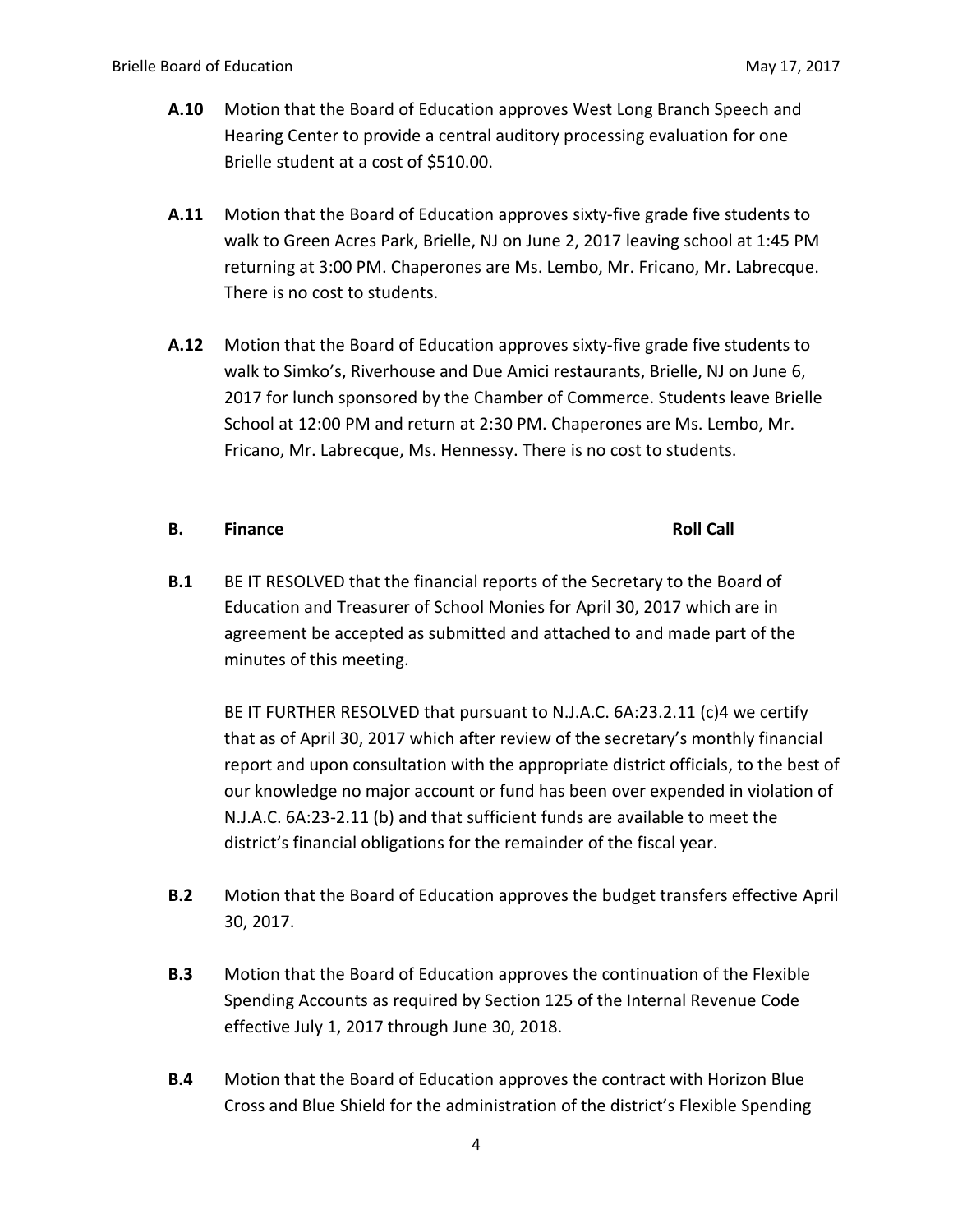**A.10** Motion that the Board of Education approves West Long Branch Speech and Hearing Center to provide a central auditory processing evaluation for one Brielle student at a cost of $510.00.

**A.11** Motion that the Board of Education approves sixty-five grade five students to walk to Green Acres Park, Brielle, NJ on June 2, 2017 leaving school at 1:45 PM returning at 3:00 PM. Chaperones are Ms. Lembo, Mr. Fricano, Mr. Labrecque. There is no cost to students.

**A.12** Motion that the Board of Education approves sixty-five grade five students to walk to Simko's, Riverhouse and Due Amici restaurants, Brielle, NJ on June 6, 2017 for lunch sponsored by the Chamber of Commerce. Students leave Brielle School at 12:00 PM and return at 2:30 PM. Chaperones are Ms. Lembo, Mr. Fricano, Mr. Labrecque, Ms. Hennessy. There is no cost to students.

## B. Finance — Roll Call

**B.1** BE IT RESOLVED that the financial reports of the Secretary to the Board of Education and Treasurer of School Monies for April 30, 2017 which are in agreement be accepted as submitted and attached to and made part of the minutes of this meeting.

BE IT FURTHER RESOLVED that pursuant to N.J.A.C. 6A:23.2.11 (c)4 we certify that as of April 30, 2017 which after review of the secretary's monthly financial report and upon consultation with the appropriate district officials, to the best of our knowledge no major account or fund has been over expended in violation of N.J.A.C. 6A:23-2.11 (b) and that sufficient funds are available to meet the district's financial obligations for the remainder of the fiscal year.

**B.2** Motion that the Board of Education approves the budget transfers effective April 30, 2017.

**B.3** Motion that the Board of Education approves the continuation of the Flexible Spending Accounts as required by Section 125 of the Internal Revenue Code effective July 1, 2017 through June 30, 2018.

**B.4** Motion that the Board of Education approves the contract with Horizon Blue Cross and Blue Shield for the administration of the district's Flexible Spending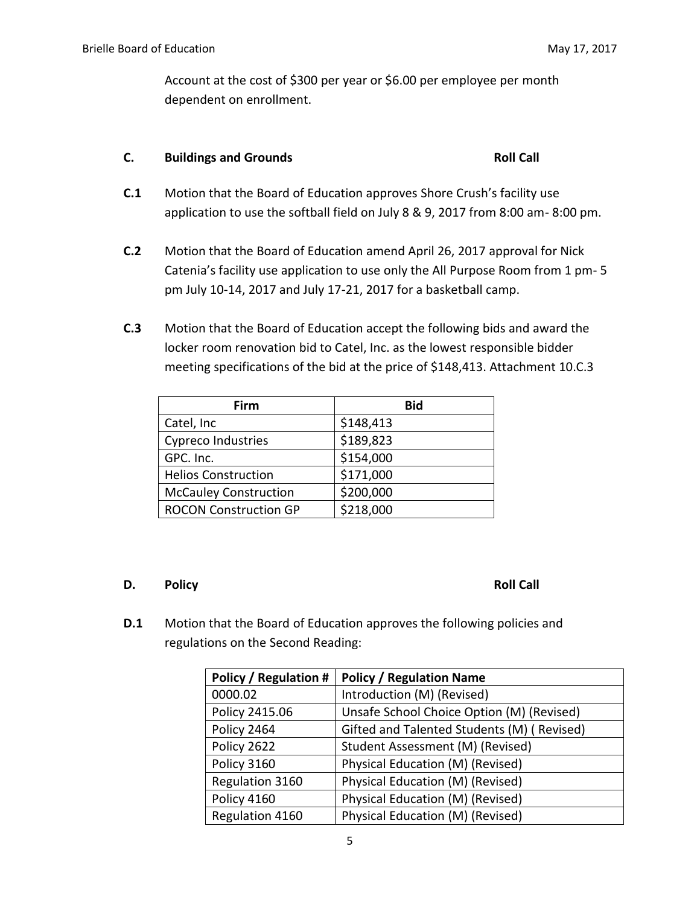Account at the cost of $300 per year or $6.00 per employee per month dependent on enrollment.

### C. Buildings and Grounds — Roll Call

**C.1** Motion that the Board of Education approves Shore Crush's facility use application to use the softball field on July 8 & 9, 2017 from 8:00 am- 8:00 pm.

**C.2** Motion that the Board of Education amend April 26, 2017 approval for Nick Catenia's facility use application to use only the All Purpose Room from 1 pm- 5 pm July 10-14, 2017 and July 17-21, 2017 for a basketball camp.

**C.3** Motion that the Board of Education accept the following bids and award the locker room renovation bid to Catel, Inc. as the lowest responsible bidder meeting specifications of the bid at the price of $148,413. Attachment 10.C.3

| Firm | Bid |
|---|---|
| Catel, Inc | $148,413 |
| Cypreco Industries | $189,823 |
| GPC. Inc. | $154,000 |
| Helios Construction | $171,000 |
| McCauley Construction | $200,000 |
| ROCON Construction GP | $218,000 |

### D. Policy — Roll Call

**D.1** Motion that the Board of Education approves the following policies and regulations on the Second Reading:

| Policy / Regulation # | Policy / Regulation Name |
|---|---|
| 0000.02 | Introduction (M) (Revised) |
| Policy 2415.06 | Unsafe School Choice Option (M) (Revised) |
| Policy 2464 | Gifted and Talented Students (M) ( Revised) |
| Policy 2622 | Student Assessment (M) (Revised) |
| Policy 3160 | Physical Education (M) (Revised) |
| Regulation 3160 | Physical Education (M) (Revised) |
| Policy 4160 | Physical Education (M) (Revised) |
| Regulation 4160 | Physical Education (M) (Revised) |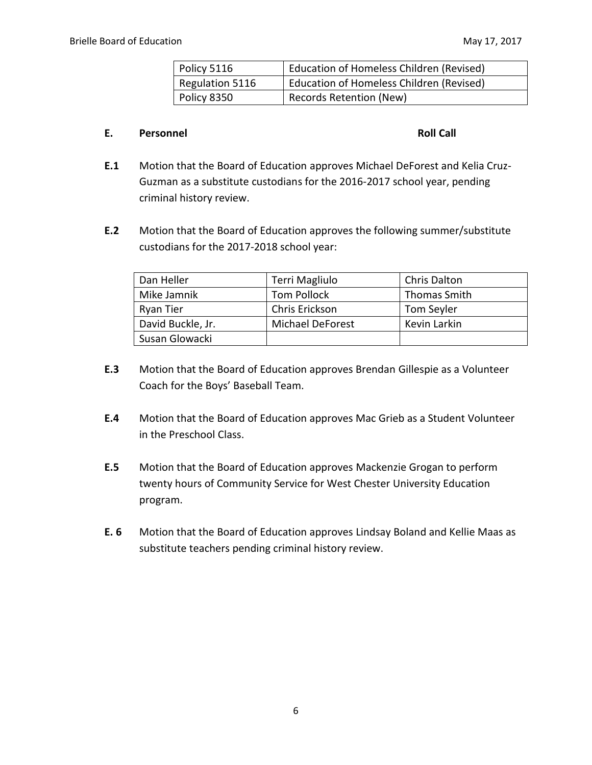| Policy 5116 | Education of Homeless Children (Revised) |
|---|---|
| Regulation 5116 | Education of Homeless Children (Revised) |
| Policy 8350 | Records Retention (New) |

**E. Personnel** **Roll Call**

**E.1** Motion that the Board of Education approves Michael DeForest and Kelia Cruz-Guzman as a substitute custodians for the 2016-2017 school year, pending criminal history review.

**E.2** Motion that the Board of Education approves the following summer/substitute custodians for the 2017-2018 school year:

| Dan Heller | Terri Magliulo | Chris Dalton |
|---|---|---|
| Mike Jamnik | Tom Pollock | Thomas Smith |
| Ryan Tier | Chris Erickson | Tom Seyler |
| David Buckle, Jr. | Michael DeForest | Kevin Larkin |
| Susan Glowacki | | |

**E.3** Motion that the Board of Education approves Brendan Gillespie as a Volunteer Coach for the Boys' Baseball Team.

**E.4** Motion that the Board of Education approves Mac Grieb as a Student Volunteer in the Preschool Class.

**E.5** Motion that the Board of Education approves Mackenzie Grogan to perform twenty hours of Community Service for West Chester University Education program.

**E. 6** Motion that the Board of Education approves Lindsay Boland and Kellie Maas as substitute teachers pending criminal history review.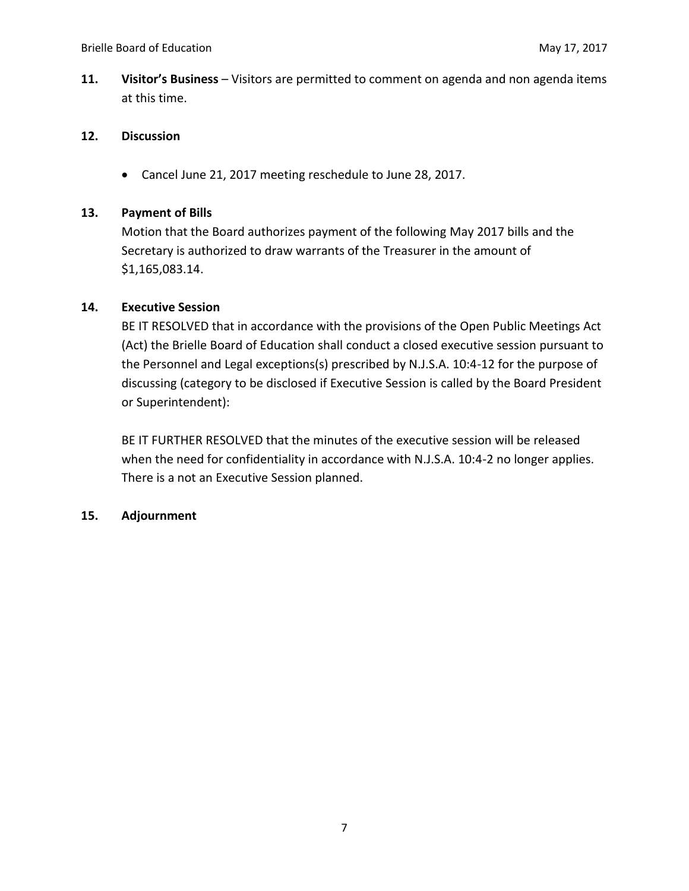**11. Visitor's Business** – Visitors are permitted to comment on agenda and non agenda items at this time.

**12. Discussion**

- Cancel June 21, 2017 meeting reschedule to June 28, 2017.

**13. Payment of Bills**

Motion that the Board authorizes payment of the following May 2017 bills and the Secretary is authorized to draw warrants of the Treasurer in the amount of $1,165,083.14.

**14. Executive Session**

BE IT RESOLVED that in accordance with the provisions of the Open Public Meetings Act (Act) the Brielle Board of Education shall conduct a closed executive session pursuant to the Personnel and Legal exceptions(s) prescribed by N.J.S.A. 10:4-12 for the purpose of discussing (category to be disclosed if Executive Session is called by the Board President or Superintendent):

BE IT FURTHER RESOLVED that the minutes of the executive session will be released when the need for confidentiality in accordance with N.J.S.A. 10:4-2 no longer applies. There is a not an Executive Session planned.

**15. Adjournment**